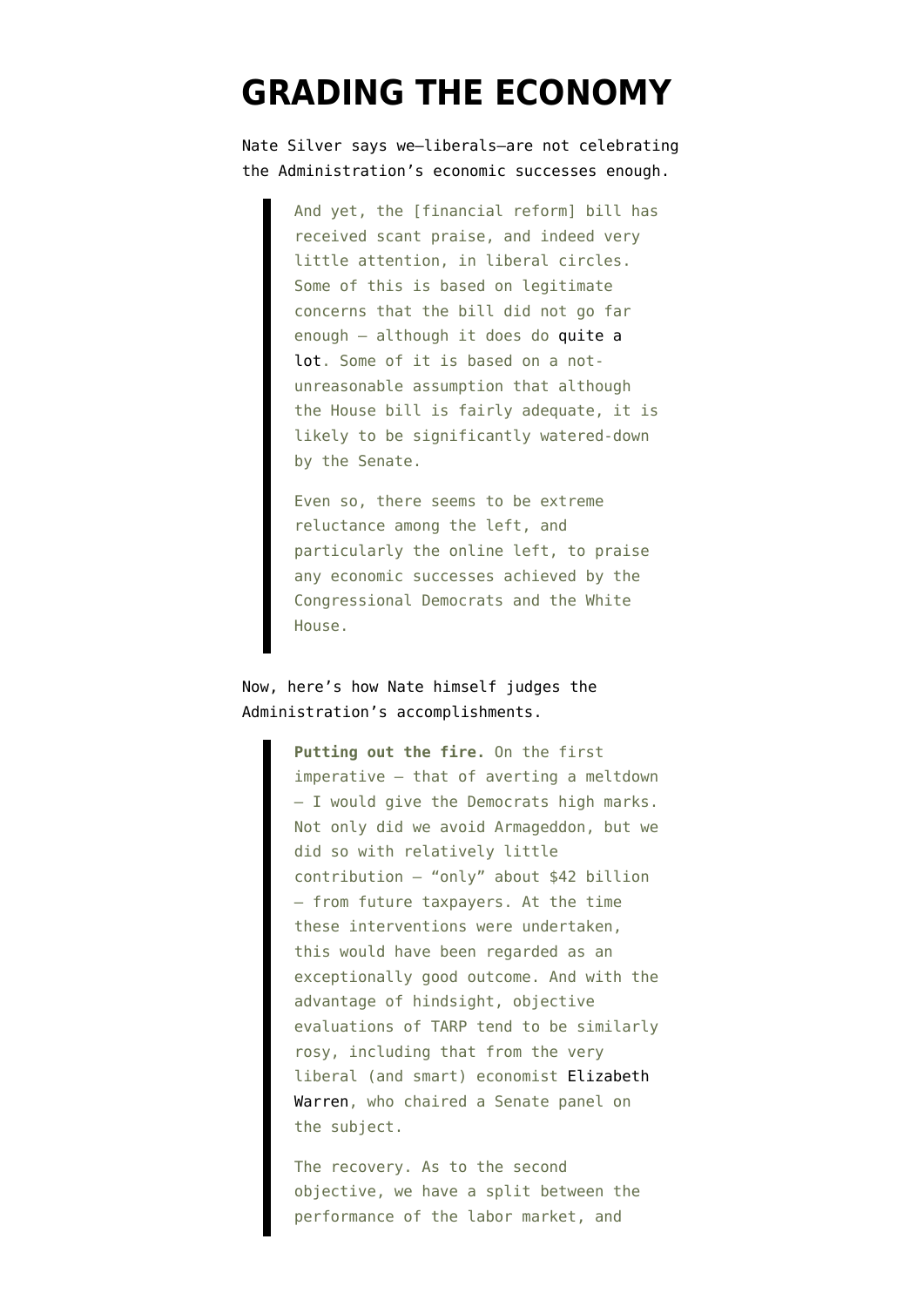# GRADING THE ECONOMY

Nate Silver says we—liberals—are not celebrating the Administration's economic successes enough.

> And yet, the [financial reform] bill has received scant praise, and indeed very little attention, in liberal circles. Some of this is based on legitimate concerns that the bill did not go far enough — although it does do quite a lot. Some of it is based on a not-unreasonable assumption that although the House bill is fairly adequate, it is likely to be significantly watered-down by the Senate.
>
> Even so, there seems to be extreme reluctance among the left, and particularly the online left, to praise any economic successes achieved by the Congressional Democrats and the White House.

Now, here's how Nate himself judges the Administration's accomplishments.

> **Putting out the fire.** On the first imperative — that of averting a meltdown — I would give the Democrats high marks. Not only did we avoid Armageddon, but we did so with relatively little contribution — "only" about $42 billion — from future taxpayers. At the time these interventions were undertaken, this would have been regarded as an exceptionally good outcome. And with the advantage of hindsight, objective evaluations of TARP tend to be similarly rosy, including that from the very liberal (and smart) economist Elizabeth Warren, who chaired a Senate panel on the subject.
>
> The recovery. As to the second objective, we have a split between the performance of the labor market, and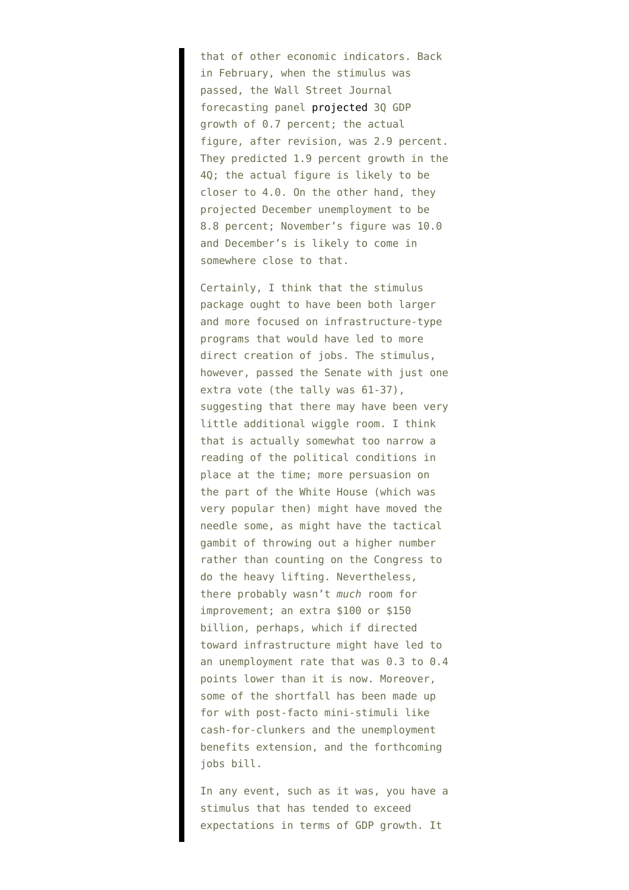that of other economic indicators. Back in February, when the stimulus was passed, the Wall Street Journal forecasting panel projected 3Q GDP growth of 0.7 percent; the actual figure, after revision, was 2.9 percent. They predicted 1.9 percent growth in the 4Q; the actual figure is likely to be closer to 4.0. On the other hand, they projected December unemployment to be 8.8 percent; November's figure was 10.0 and December's is likely to come in somewhere close to that.

Certainly, I think that the stimulus package ought to have been both larger and more focused on infrastructure-type programs that would have led to more direct creation of jobs. The stimulus, however, passed the Senate with just one extra vote (the tally was 61-37), suggesting that there may have been very little additional wiggle room. I think that is actually somewhat too narrow a reading of the political conditions in place at the time; more persuasion on the part of the White House (which was very popular then) might have moved the needle some, as might have the tactical gambit of throwing out a higher number rather than counting on the Congress to do the heavy lifting. Nevertheless, there probably wasn't *much* room for improvement; an extra $100 or $150 billion, perhaps, which if directed toward infrastructure might have led to an unemployment rate that was 0.3 to 0.4 points lower than it is now. Moreover, some of the shortfall has been made up for with post-facto mini-stimuli like cash-for-clunkers and the unemployment benefits extension, and the forthcoming jobs bill.

In any event, such as it was, you have a stimulus that has tended to exceed expectations in terms of GDP growth. It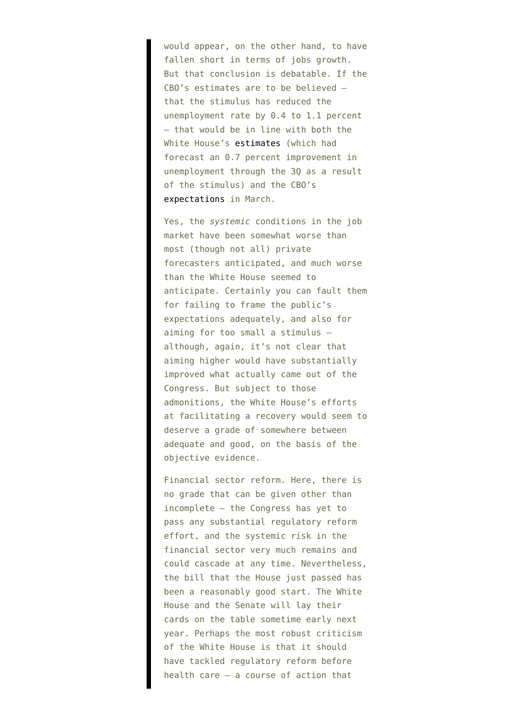would appear, on the other hand, to have fallen short in terms of jobs growth. But that conclusion is debatable. If the CBO's estimates are to be believed — that the stimulus has reduced the unemployment rate by 0.4 to 1.1 percent — that would be in line with both the White House's estimates (which had forecast an 0.7 percent improvement in unemployment through the 3Q as a result of the stimulus) and the CBO's expectations in March.

Yes, the *systemic* conditions in the job market have been somewhat worse than most (though not all) private forecasters anticipated, and much worse than the White House seemed to anticipate. Certainly you can fault them for failing to frame the public's expectations adequately, and also for aiming for too small a stimulus — although, again, it's not clear that aiming higher would have substantially improved what actually came out of the Congress. But subject to those admonitions, the White House's efforts at facilitating a recovery would seem to deserve a grade of somewhere between adequate and good, on the basis of the objective evidence.

Financial sector reform. Here, there is no grade that can be given other than incomplete — the Congress has yet to pass any substantial regulatory reform effort, and the systemic risk in the financial sector very much remains and could cascade at any time. Nevertheless, the bill that the House just passed has been a reasonably good start. The White House and the Senate will lay their cards on the table sometime early next year. Perhaps the most robust criticism of the White House is that it should have tackled regulatory reform before health care — a course of action that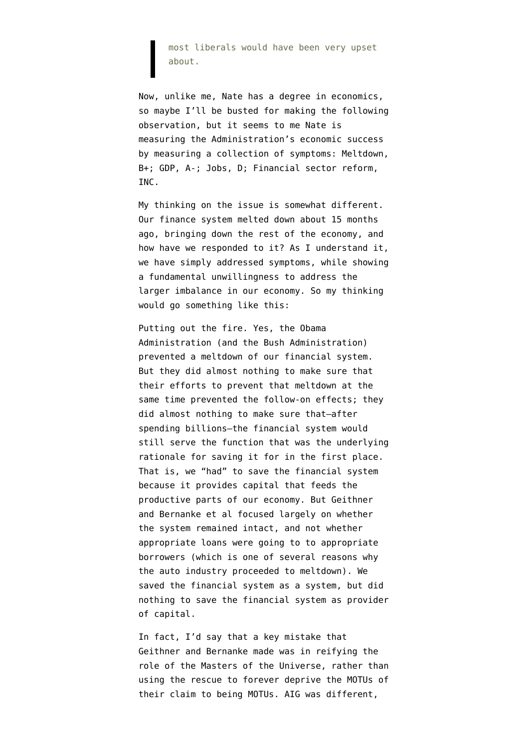> most liberals would have been very upset about.

Now, unlike me, Nate has a degree in economics, so maybe I'll be busted for making the following observation, but it seems to me Nate is measuring the Administration's economic success by measuring a collection of symptoms: Meltdown, B+; GDP, A-; Jobs, D; Financial sector reform, INC.

My thinking on the issue is somewhat different. Our finance system melted down about 15 months ago, bringing down the rest of the economy, and how have we responded to it? As I understand it, we have simply addressed symptoms, while showing a fundamental unwillingness to address the larger imbalance in our economy. So my thinking would go something like this:

Putting out the fire. Yes, the Obama Administration (and the Bush Administration) prevented a meltdown of our financial system. But they did almost nothing to make sure that their efforts to prevent that meltdown at the same time prevented the follow-on effects; they did almost nothing to make sure that—after spending billions—the financial system would still serve the function that was the underlying rationale for saving it for in the first place. That is, we "had" to save the financial system because it provides capital that feeds the productive parts of our economy. But Geithner and Bernanke et al focused largely on whether the system remained intact, and not whether appropriate loans were going to to appropriate borrowers (which is one of several reasons why the auto industry proceeded to meltdown). We saved the financial system as a system, but did nothing to save the financial system as provider of capital.

In fact, I'd say that a key mistake that Geithner and Bernanke made was in reifying the role of the Masters of the Universe, rather than using the rescue to forever deprive the MOTUs of their claim to being MOTUs. AIG was different,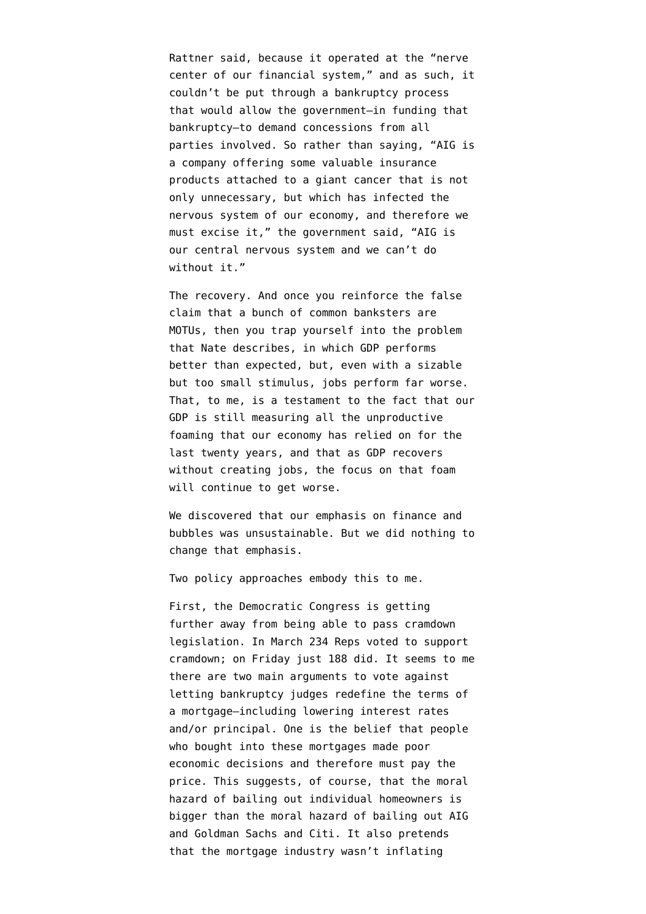Rattner said, because it operated at the "nerve center of our financial system," and as such, it couldn't be put through a bankruptcy process that would allow the government—in funding that bankruptcy—to demand concessions from all parties involved. So rather than saying, "AIG is a company offering some valuable insurance products attached to a giant cancer that is not only unnecessary, but which has infected the nervous system of our economy, and therefore we must excise it," the government said, "AIG is our central nervous system and we can't do without it."

The recovery. And once you reinforce the false claim that a bunch of common banksters are MOTUs, then you trap yourself into the problem that Nate describes, in which GDP performs better than expected, but, even with a sizable but too small stimulus, jobs perform far worse. That, to me, is a testament to the fact that our GDP is still measuring all the unproductive foaming that our economy has relied on for the last twenty years, and that as GDP recovers without creating jobs, the focus on that foam will continue to get worse.

We discovered that our emphasis on finance and bubbles was unsustainable. But we did nothing to change that emphasis.

Two policy approaches embody this to me.

First, the Democratic Congress is getting further away from being able to pass cramdown legislation. In March 234 Reps voted to support cramdown; on Friday just 188 did. It seems to me there are two main arguments to vote against letting bankruptcy judges redefine the terms of a mortgage—including lowering interest rates and/or principal. One is the belief that people who bought into these mortgages made poor economic decisions and therefore must pay the price. This suggests, of course, that the moral hazard of bailing out individual homeowners is bigger than the moral hazard of bailing out AIG and Goldman Sachs and Citi. It also pretends that the mortgage industry wasn't inflating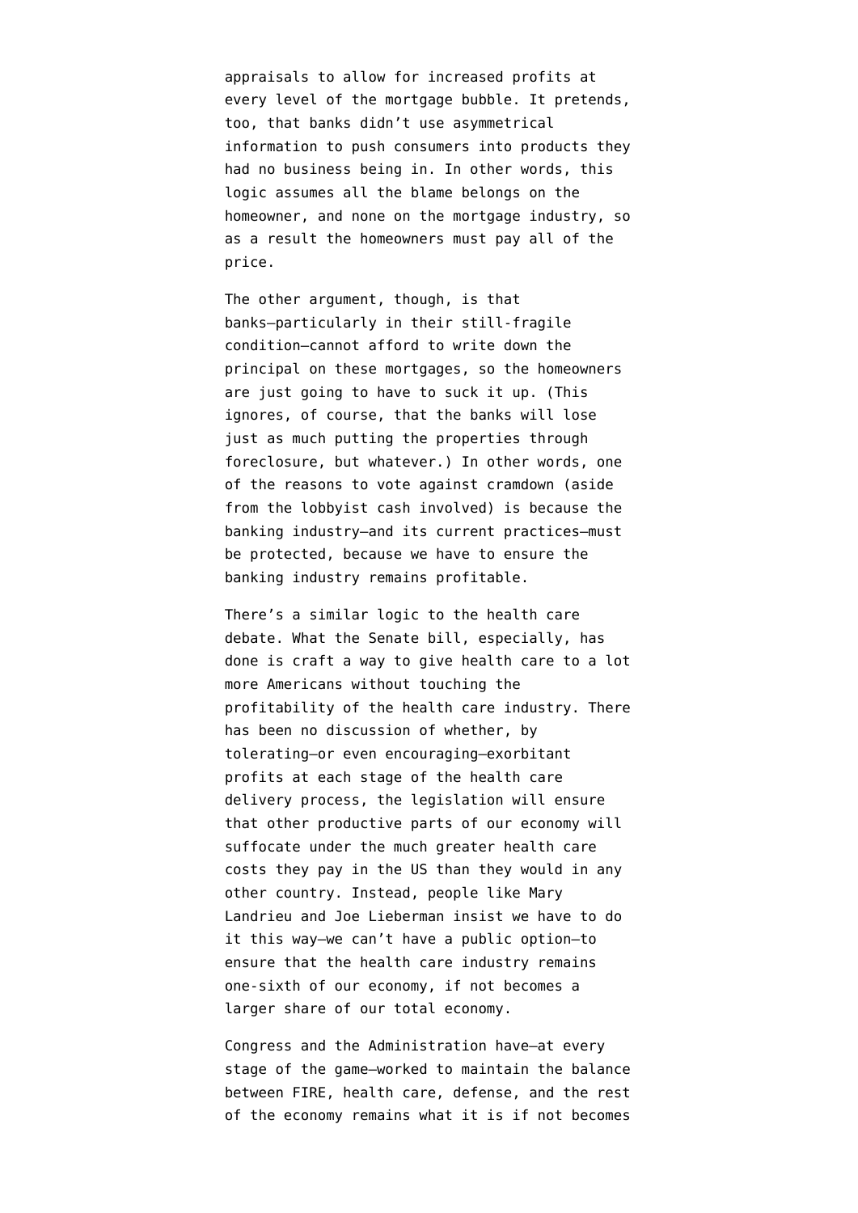appraisals to allow for increased profits at every level of the mortgage bubble. It pretends, too, that banks didn't use asymmetrical information to push consumers into products they had no business being in. In other words, this logic assumes all the blame belongs on the homeowner, and none on the mortgage industry, so as a result the homeowners must pay all of the price.

The other argument, though, is that banks—particularly in their still-fragile condition—cannot afford to write down the principal on these mortgages, so the homeowners are just going to have to suck it up. (This ignores, of course, that the banks will lose just as much putting the properties through foreclosure, but whatever.) In other words, one of the reasons to vote against cramdown (aside from the lobbyist cash involved) is because the banking industry—and its current practices—must be protected, because we have to ensure the banking industry remains profitable.

There's a similar logic to the health care debate. What the Senate bill, especially, has done is craft a way to give health care to a lot more Americans without touching the profitability of the health care industry. There has been no discussion of whether, by tolerating—or even encouraging—exorbitant profits at each stage of the health care delivery process, the legislation will ensure that other productive parts of our economy will suffocate under the much greater health care costs they pay in the US than they would in any other country. Instead, people like Mary Landrieu and Joe Lieberman insist we have to do it this way—we can't have a public option—to ensure that the health care industry remains one-sixth of our economy, if not becomes a larger share of our total economy.

Congress and the Administration have—at every stage of the game—worked to maintain the balance between FIRE, health care, defense, and the rest of the economy remains what it is if not becomes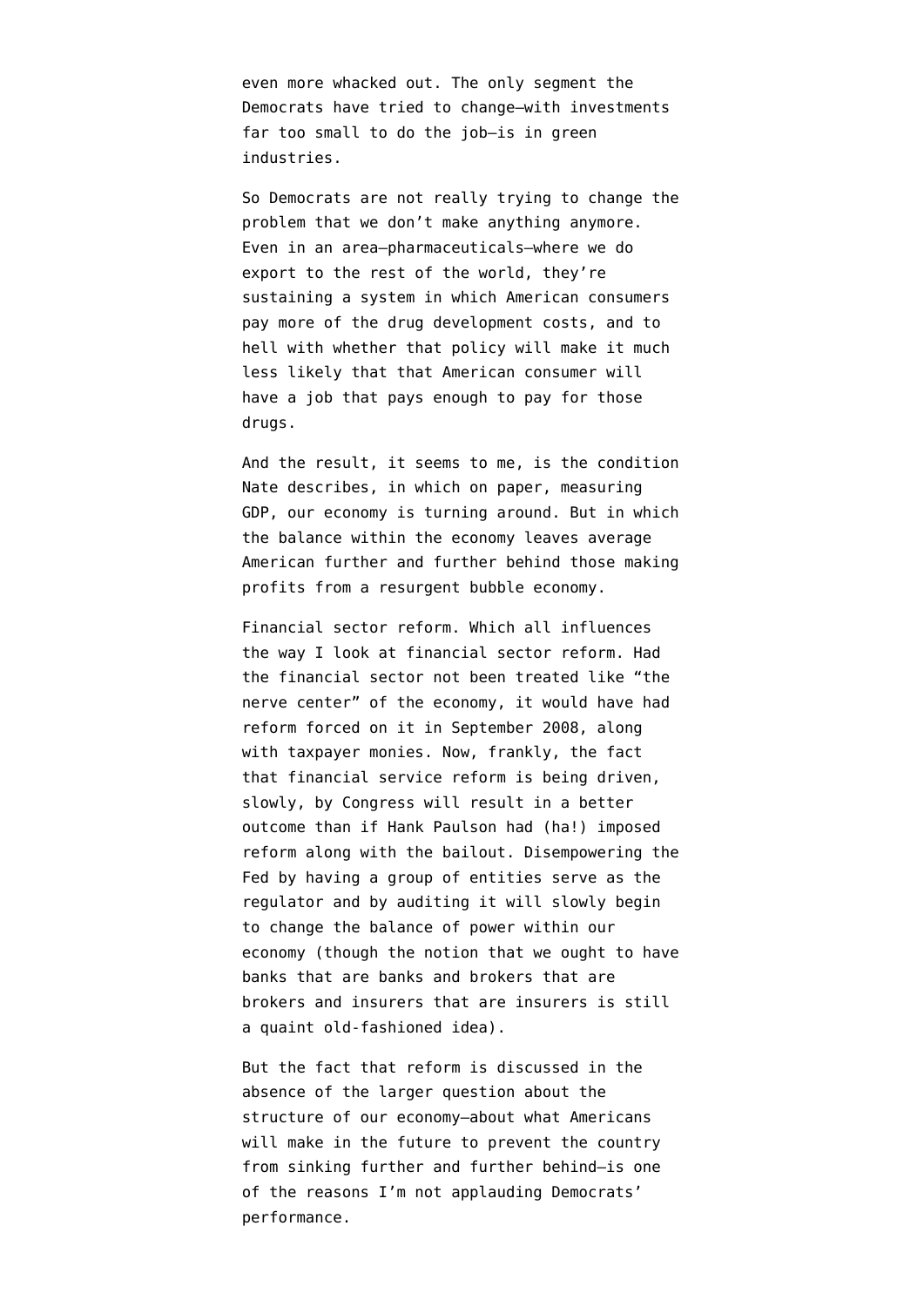even more whacked out. The only segment the Democrats have tried to change—with investments far too small to do the job—is in green industries.

So Democrats are not really trying to change the problem that we don't make anything anymore. Even in an area—pharmaceuticals—where we do export to the rest of the world, they're sustaining a system in which American consumers pay more of the drug development costs, and to hell with whether that policy will make it much less likely that that American consumer will have a job that pays enough to pay for those drugs.

And the result, it seems to me, is the condition Nate describes, in which on paper, measuring GDP, our economy is turning around. But in which the balance within the economy leaves average American further and further behind those making profits from a resurgent bubble economy.

Financial sector reform. Which all influences the way I look at financial sector reform. Had the financial sector not been treated like "the nerve center" of the economy, it would have had reform forced on it in September 2008, along with taxpayer monies. Now, frankly, the fact that financial service reform is being driven, slowly, by Congress will result in a better outcome than if Hank Paulson had (ha!) imposed reform along with the bailout. Disempowering the Fed by having a group of entities serve as the regulator and by auditing it will slowly begin to change the balance of power within our economy (though the notion that we ought to have banks that are banks and brokers that are brokers and insurers that are insurers is still a quaint old-fashioned idea).

But the fact that reform is discussed in the absence of the larger question about the structure of our economy—about what Americans will make in the future to prevent the country from sinking further and further behind—is one of the reasons I'm not applauding Democrats' performance.